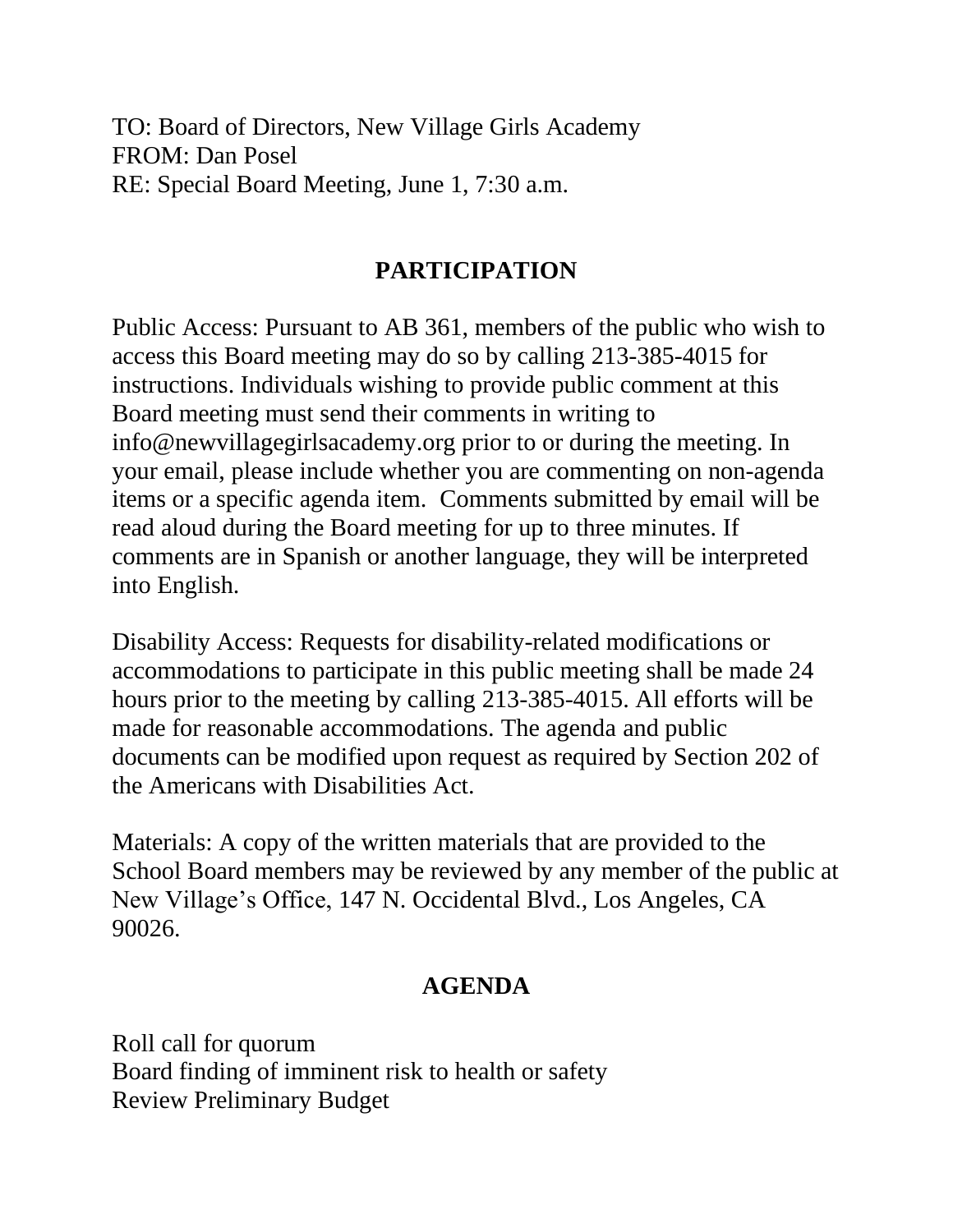TO: Board of Directors, New Village Girls Academy
FROM: Dan Posel
RE: Special Board Meeting, June 1, 7:30 a.m.

## PARTICIPATION

Public Access: Pursuant to AB 361, members of the public who wish to access this Board meeting may do so by calling 213-385-4015 for instructions. Individuals wishing to provide public comment at this Board meeting must send their comments in writing to info@newvillagegirlsacademy.org prior to or during the meeting. In your email, please include whether you are commenting on non-agenda items or a specific agenda item. Comments submitted by email will be read aloud during the Board meeting for up to three minutes. If comments are in Spanish or another language, they will be interpreted into English.

Disability Access: Requests for disability-related modifications or accommodations to participate in this public meeting shall be made 24 hours prior to the meeting by calling 213-385-4015. All efforts will be made for reasonable accommodations. The agenda and public documents can be modified upon request as required by Section 202 of the Americans with Disabilities Act.

Materials: A copy of the written materials that are provided to the School Board members may be reviewed by any member of the public at New Village's Office, 147 N. Occidental Blvd., Los Angeles, CA 90026.

## AGENDA

Roll call for quorum
Board finding of imminent risk to health or safety
Review Preliminary Budget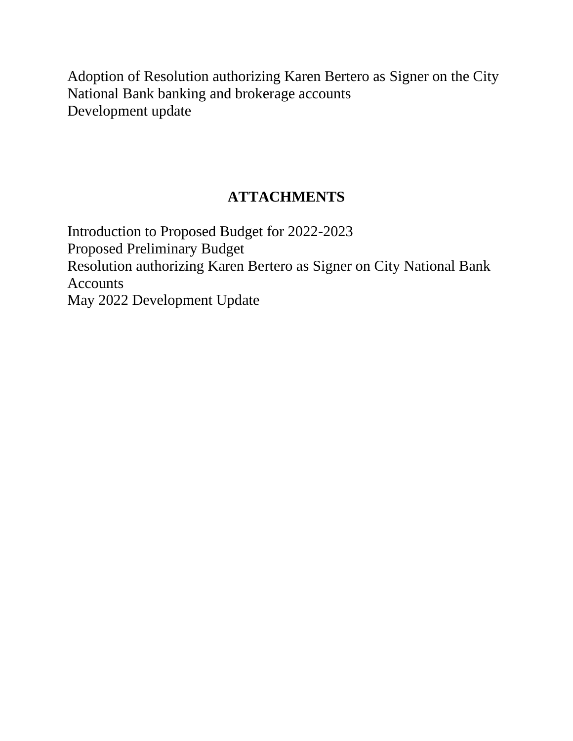Adoption of Resolution authorizing Karen Bertero as Signer on the City National Bank banking and brokerage accounts
Development update

## ATTACHMENTS

Introduction to Proposed Budget for 2022-2023
Proposed Preliminary Budget
Resolution authorizing Karen Bertero as Signer on City National Bank Accounts
May 2022 Development Update